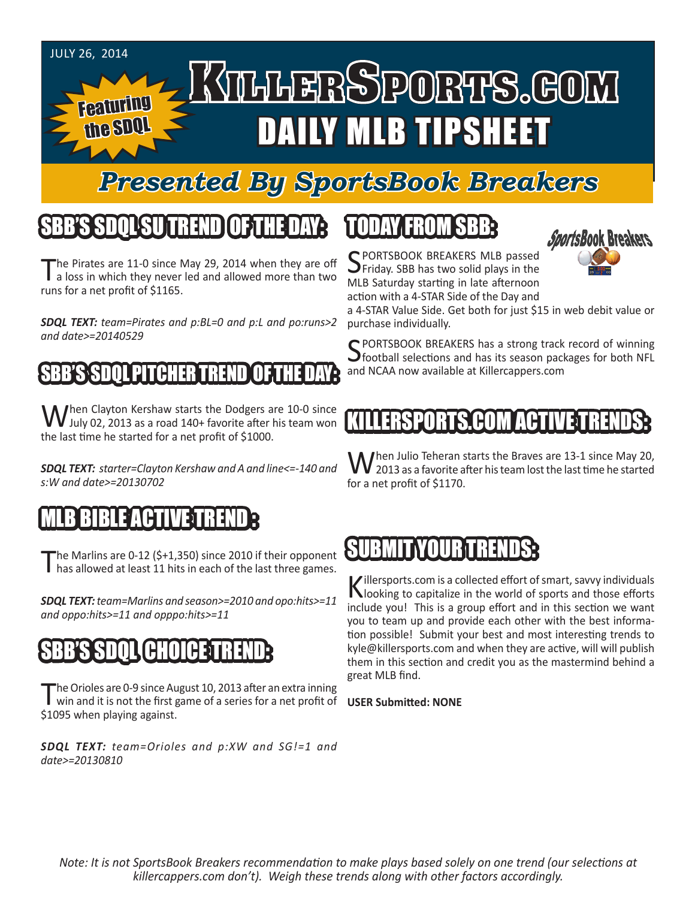JULY 26, 2014

Featuring the SDQL

# KillerSports.com DAILY MLB TIPSHEET

## Presented By SportsBook Breakers

## SBB'S SDQL SU TREND OF THE DAY:

The Pirates are 11-0 since May 29, 2014 when they are off a loss in which they never led and allowed more than two runs for a net profit of $1165.

***SDQL TEXT:*** *team=Pirates and p:BL=0 and p:L and po:runs>2 and date>=20140529*

## SBB'S SDQL PITCHER TREND OF THE DAY:

When Clayton Kershaw starts the Dodgers are 10-0 since July 02, 2013 as a road 140+ favorite after his team won the last time he started for a net profit of $1000.

***SDQL TEXT:*** *starter=Clayton Kershaw and A and line<=-140 and s:W and date>=20130702*

## MLB BIBLE ACTIVE TREND :

The Marlins are 0-12 ($+1,350) since 2010 if their opponent has allowed at least 11 hits in each of the last three games.

***SDQL TEXT:*** *team=Marlins and season>=2010 and opo:hits>=11 and oppo:hits>=11 and opppo:hits>=11*

## SBB'S SDQL CHOICE TREND:

The Orioles are 0-9 since August 10, 2013 after an extra inning win and it is not the first game of a series for a net profit of $1095 when playing against.

***SDQL TEXT:*** *team=Orioles and p:XW and SG!=1 and date>=20130810*

## TODAY FROM SBB:

SPORTSBOOK BREAKERS MLB passed Friday. SBB has two solid plays in the MLB Saturday starting in late afternoon action with a 4-STAR Side of the Day and a 4-STAR Value Side. Get both for just $15 in web debit value or purchase individually.

SPORTSBOOK BREAKERS has a strong track record of winning football selections and has its season packages for both NFL and NCAA now available at Killercappers.com

## KILLERSPORTS.COM ACTIVE TRENDS:

When Julio Teheran starts the Braves are 13-1 since May 20, 2013 as a favorite after his team lost the last time he started for a net profit of $1170.

## SUBMIT YOUR TRENDS:

Killersports.com is a collected effort of smart, savvy individuals looking to capitalize in the world of sports and those efforts include you! This is a group effort and in this section we want you to team up and provide each other with the best information possible! Submit your best and most interesting trends to kyle@killersports.com and when they are active, will will publish them in this section and credit you as the mastermind behind a great MLB find.

**USER Submitted: NONE**

*Note: It is not SportsBook Breakers recommendation to make plays based solely on one trend (our selections at killercappers.com don't). Weigh these trends along with other factors accordingly.*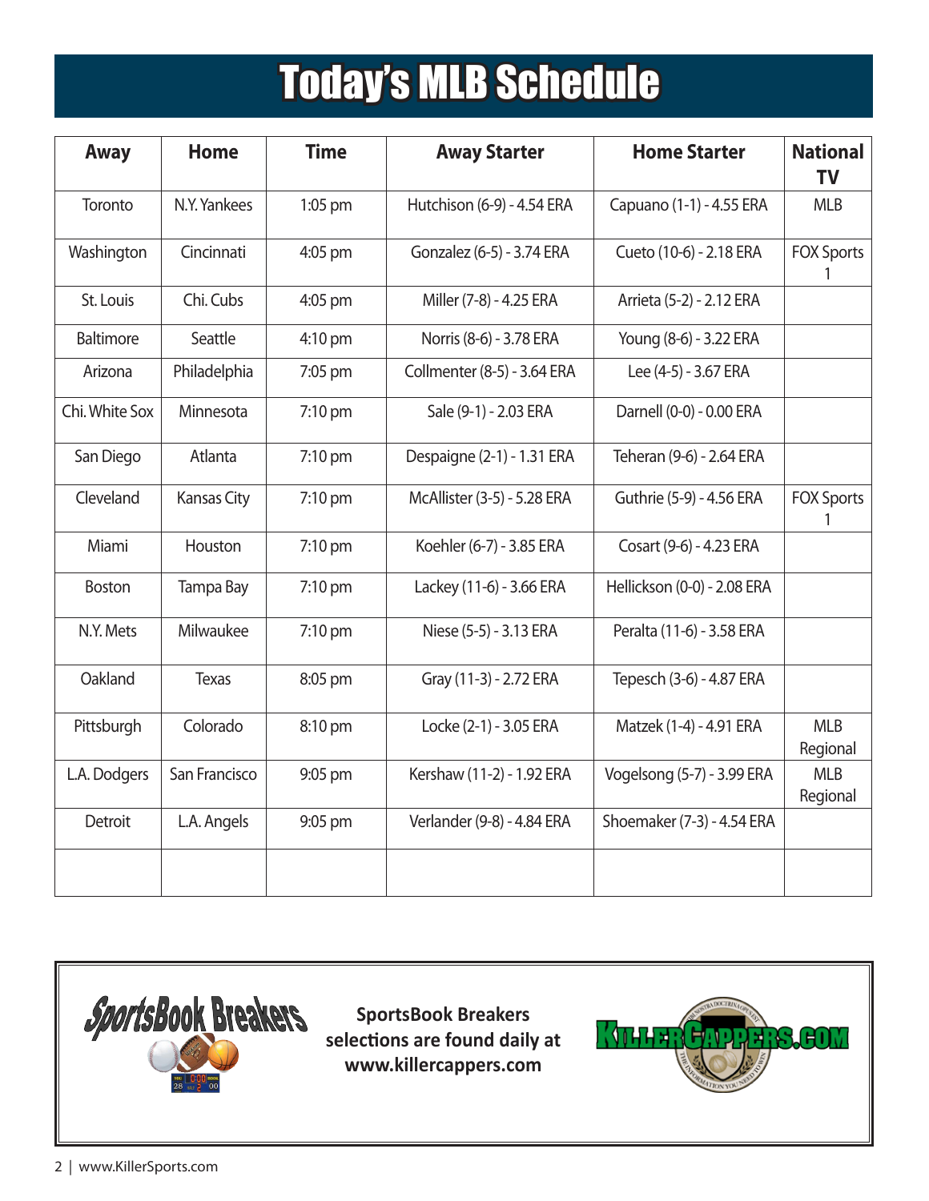# Today's MLB Schedule

| Away | Home | Time | Away Starter | Home Starter | National TV |
|---|---|---|---|---|---|
| Toronto | N.Y. Yankees | 1:05 pm | Hutchison (6-9) - 4.54 ERA | Capuano (1-1) - 4.55 ERA | MLB |
| Washington | Cincinnati | 4:05 pm | Gonzalez (6-5) - 3.74 ERA | Cueto (10-6) - 2.18 ERA | FOX Sports 1 |
| St. Louis | Chi. Cubs | 4:05 pm | Miller (7-8) - 4.25 ERA | Arrieta (5-2) - 2.12 ERA | |
| Baltimore | Seattle | 4:10 pm | Norris (8-6) - 3.78 ERA | Young (8-6) - 3.22 ERA | |
| Arizona | Philadelphia | 7:05 pm | Collmenter (8-5) - 3.64 ERA | Lee (4-5) - 3.67 ERA | |
| Chi. White Sox | Minnesota | 7:10 pm | Sale (9-1) - 2.03 ERA | Darnell (0-0) - 0.00 ERA | |
| San Diego | Atlanta | 7:10 pm | Despaigne (2-1) - 1.31 ERA | Teheran (9-6) - 2.64 ERA | |
| Cleveland | Kansas City | 7:10 pm | McAllister (3-5) - 5.28 ERA | Guthrie (5-9) - 4.56 ERA | FOX Sports 1 |
| Miami | Houston | 7:10 pm | Koehler (6-7) - 3.85 ERA | Cosart (9-6) - 4.23 ERA | |
| Boston | Tampa Bay | 7:10 pm | Lackey (11-6) - 3.66 ERA | Hellickson (0-0) - 2.08 ERA | |
| N.Y. Mets | Milwaukee | 7:10 pm | Niese (5-5) - 3.13 ERA | Peralta (11-6) - 3.58 ERA | |
| Oakland | Texas | 8:05 pm | Gray (11-3) - 2.72 ERA | Tepesch (3-6) - 4.87 ERA | |
| Pittsburgh | Colorado | 8:10 pm | Locke (2-1) - 3.05 ERA | Matzek (1-4) - 4.91 ERA | MLB Regional |
| L.A. Dodgers | San Francisco | 9:05 pm | Kershaw (11-2) - 1.92 ERA | Vogelsong (5-7) - 3.99 ERA | MLB Regional |
| Detroit | L.A. Angels | 9:05 pm | Verlander (9-8) - 4.84 ERA | Shoemaker (7-3) - 4.54 ERA | |
| | | | | | |

SportsBook Breakers

**SportsBook Breakers selections are found daily at www.killercappers.com**

KILLERCAPPERS.COM

www.KillerSports.com